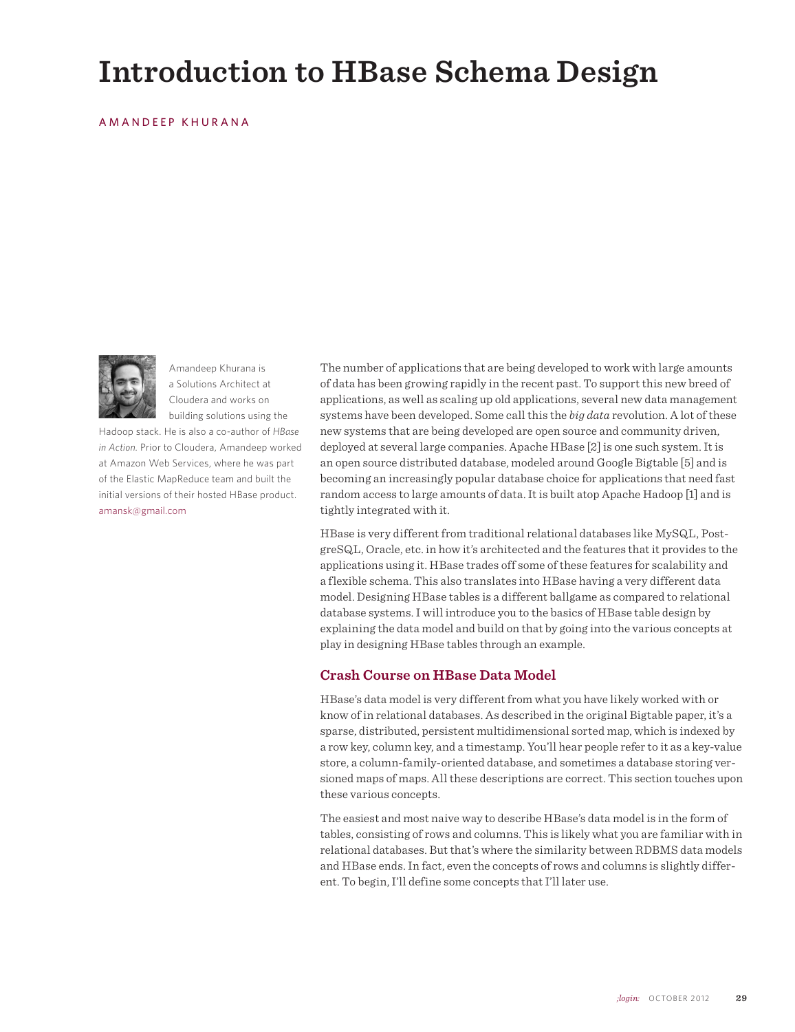# Introduction to HBase Schema Design

AMANDEEP KHURANA

Amandeep Khurana is a Solutions Architect at Cloudera and works on building solutions using the Hadoop stack. He is also a co-author of *HBase in Action.* Prior to Cloudera, Amandeep worked at Amazon Web Services, where he was part of the Elastic MapReduce team and built the initial versions of their hosted HBase product. amansk@gmail.com

The number of applications that are being developed to work with large amounts of data has been growing rapidly in the recent past. To support this new breed of applications, as well as scaling up old applications, several new data management systems have been developed. Some call this the *big data* revolution. A lot of these new systems that are being developed are open source and community driven, deployed at several large companies. Apache HBase [2] is one such system. It is an open source distributed database, modeled around Google Bigtable [5] and is becoming an increasingly popular database choice for applications that need fast random access to large amounts of data. It is built atop Apache Hadoop [1] and is tightly integrated with it.

HBase is very different from traditional relational databases like MySQL, PostgreSQL, Oracle, etc. in how it's architected and the features that it provides to the applications using it. HBase trades off some of these features for scalability and a flexible schema. This also translates into HBase having a very different data model. Designing HBase tables is a different ballgame as compared to relational database systems. I will introduce you to the basics of HBase table design by explaining the data model and build on that by going into the various concepts at play in designing HBase tables through an example.

## Crash Course on HBase Data Model

HBase's data model is very different from what you have likely worked with or know of in relational databases. As described in the original Bigtable paper, it's a sparse, distributed, persistent multidimensional sorted map, which is indexed by a row key, column key, and a timestamp. You'll hear people refer to it as a key-value store, a column-family-oriented database, and sometimes a database storing versioned maps of maps. All these descriptions are correct. This section touches upon these various concepts.

The easiest and most naive way to describe HBase's data model is in the form of tables, consisting of rows and columns. This is likely what you are familiar with in relational databases. But that's where the similarity between RDBMS data models and HBase ends. In fact, even the concepts of rows and columns is slightly different. To begin, I'll define some concepts that I'll later use.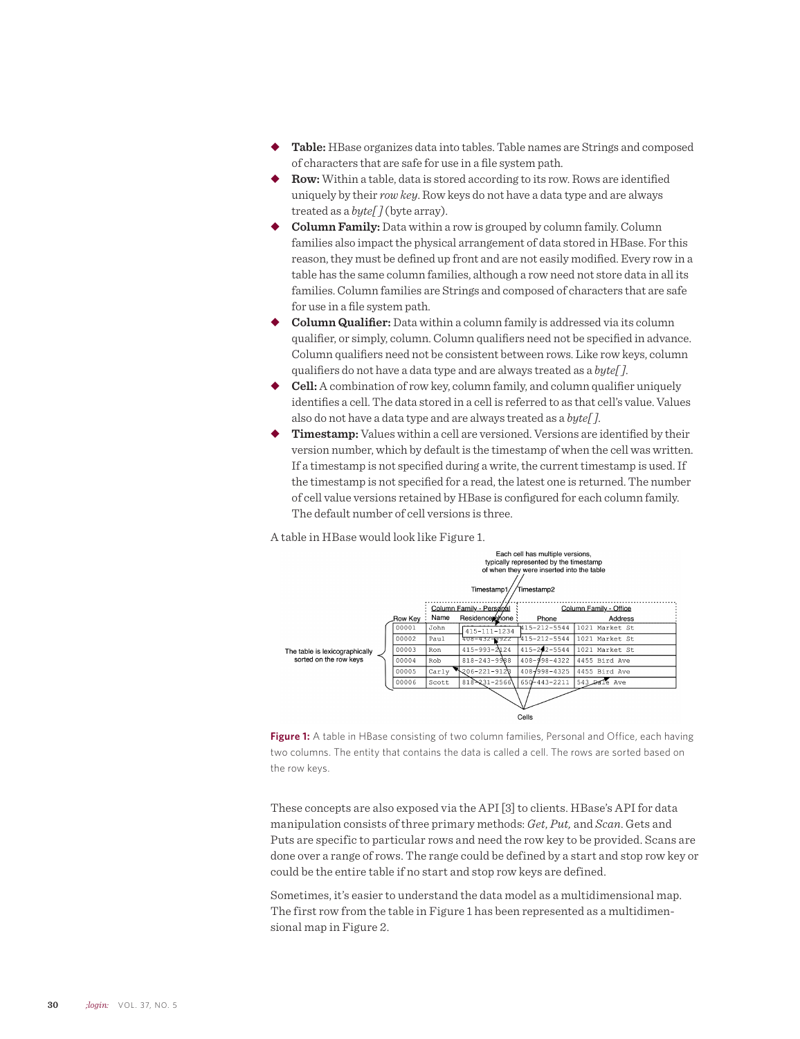- **Table:** HBase organizes data into tables. Table names are Strings and composed of characters that are safe for use in a file system path.
- **Row:** Within a table, data is stored according to its row. Rows are identified uniquely by their *row key*. Row keys do not have a data type and are always treated as a *byte[ ]* (byte array).
- **Column Family:** Data within a row is grouped by column family. Column families also impact the physical arrangement of data stored in HBase. For this reason, they must be defined up front and are not easily modified. Every row in a table has the same column families, although a row need not store data in all its families. Column families are Strings and composed of characters that are safe for use in a file system path.
- **Column Qualifier:** Data within a column family is addressed via its column qualifier, or simply, column. Column qualifiers need not be specified in advance. Column qualifiers need not be consistent between rows. Like row keys, column qualifiers do not have a data type and are always treated as a *byte[ ]*.
- **Cell:** A combination of row key, column family, and column qualifier uniquely identifies a cell. The data stored in a cell is referred to as that cell's value. Values also do not have a data type and are always treated as a *byte[ ]*.
- **Timestamp:** Values within a cell are versioned. Versions are identified by their version number, which by default is the timestamp of when the cell was written. If a timestamp is not specified during a write, the current timestamp is used. If the timestamp is not specified for a read, the latest one is returned. The number of cell value versions retained by HBase is configured for each column family. The default number of cell versions is three.

A table in HBase would look like Figure 1.

Each cell has multiple versions, typically represented by the timestamp of when they were inserted into the table (Timestamp1, Timestamp2)

| Row Key | Column Family - Personal | | Column Family - Office | |
|---|---|---|---|---|
| | Name | Residence Phone | Phone | Address |
| 00001 | John | 415-111-1234 | 415-212-5544 | 1021 Market St |
| 00002 | Paul | 408-432-9922 | 415-212-5544 | 1021 Market St |
| 00003 | Ron | 415-993-2124 | 415-212-5544 | 1021 Market St |
| 00004 | Rob | 818-243-9988 | 408-998-4322 | 4455 Bird Ave |
| 00005 | Carly | 206-221-9123 | 408-998-4325 | 4455 Bird Ave |
| 00006 | Scott | 818-231-2566 | 650-443-2211 | 543 Dale Ave |

The table is lexicographically sorted on the row keys. Cells

**Figure 1:** A table in HBase consisting of two column families, Personal and Office, each having two columns. The entity that contains the data is called a cell. The rows are sorted based on the row keys.

These concepts are also exposed via the API [3] to clients. HBase's API for data manipulation consists of three primary methods: *Get, Put,* and *Scan*. Gets and Puts are specific to particular rows and need the row key to be provided. Scans are done over a range of rows. The range could be defined by a start and stop row key or could be the entire table if no start and stop row keys are defined.

Sometimes, it's easier to understand the data model as a multidimensional map. The first row from the table in Figure 1 has been represented as a multidimensional map in Figure 2.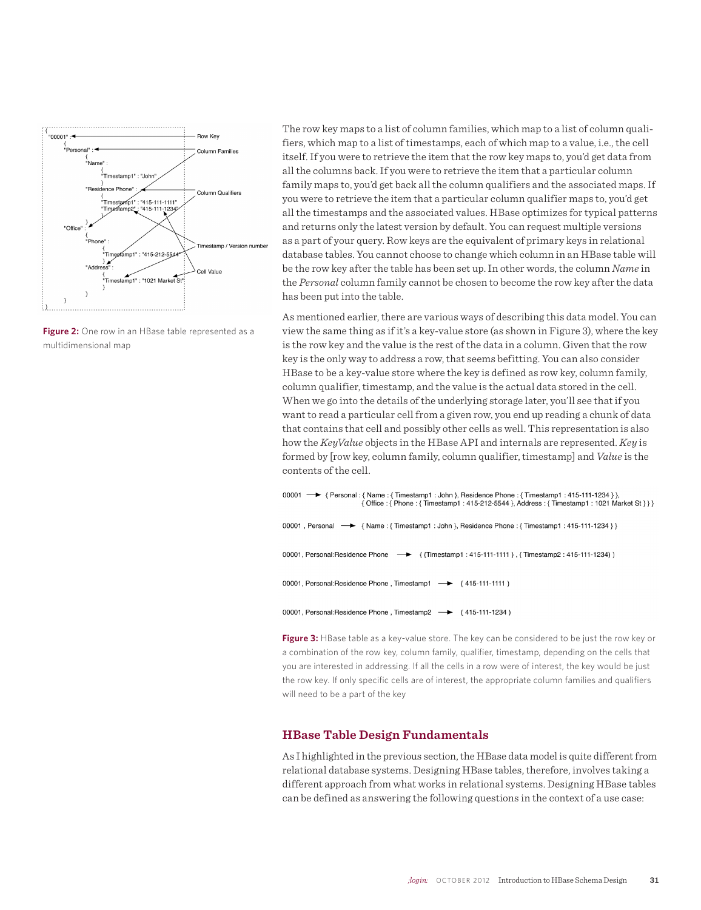```
{
  "00001" :                                          ← Row Key
  {
    "Personal" :                                     ← Column Families
    {
      "Name" :
      {
        "Timestamp1" : "John"
      }
      "Residence Phone" :                            ← Column Qualifiers
      {
        "Timestamp1" : "415-111-1111"
        "Timestamp2" : "415-111-1234"
      }
    }
    "Office" :
    {
      "Phone" :                                      ← Timestamp / Version number
      {
        "Timestamp1" : "415-212-5544"
      }
      "Address" :                                    ← Cell Value
      {
        "Timestamp1" : "1021 Market St"
      }
    }
  }
}
```

**Figure 2:** One row in an HBase table represented as a multidimensional map

The row key maps to a list of column families, which map to a list of column qualifiers, which map to a list of timestamps, each of which map to a value, i.e., the cell itself. If you were to retrieve the item that the row key maps to, you'd get data from all the columns back. If you were to retrieve the item that a particular column family maps to, you'd get back all the column qualifiers and the associated maps. If you were to retrieve the item that a particular column qualifier maps to, you'd get all the timestamps and the associated values. HBase optimizes for typical patterns and returns only the latest version by default. You can request multiple versions as a part of your query. Row keys are the equivalent of primary keys in relational database tables. You cannot choose to change which column in an HBase table will be the row key after the table has been set up. In other words, the column *Name* in the *Personal* column family cannot be chosen to become the row key after the data has been put into the table.

As mentioned earlier, there are various ways of describing this data model. You can view the same thing as if it's a key-value store (as shown in Figure 3), where the key is the row key and the value is the rest of the data in a column. Given that the row key is the only way to address a row, that seems befitting. You can also consider HBase to be a key-value store where the key is defined as row key, column family, column qualifier, timestamp, and the value is the actual data stored in the cell. When we go into the details of the underlying storage later, you'll see that if you want to read a particular cell from a given row, you end up reading a chunk of data that contains that cell and possibly other cells as well. This representation is also how the *KeyValue* objects in the HBase API and internals are represented. *Key* is formed by [row key, column family, column qualifier, timestamp] and *Value* is the contents of the cell.

```
00001 → { Personal : { Name : { Timestamp1 : John }, Residence Phone : { Timestamp1 : 415-111-1234 } },
          { Office : { Phone : { Timestamp1 : 415-212-5544 }, Address : { Timestamp1 : 1021 Market St } } }

00001 , Personal → { Name : { Timestamp1 : John }, Residence Phone : { Timestamp1 : 415-111-1234 } }

00001, Personal:Residence Phone → { {Timestamp1 : 415-111-1111 } , { Timestamp2 : 415-111-1234} )

00001, Personal:Residence Phone , Timestamp1 → { 415-111-1111 )

00001, Personal:Residence Phone , Timestamp2 → { 415-111-1234 )
```

**Figure 3:** HBase table as a key-value store. The key can be considered to be just the row key or a combination of the row key, column family, qualifier, timestamp, depending on the cells that you are interested in addressing. If all the cells in a row were of interest, the key would be just the row key. If only specific cells are of interest, the appropriate column families and qualifiers will need to be a part of the key

## HBase Table Design Fundamentals

As I highlighted in the previous section, the HBase data model is quite different from relational database systems. Designing HBase tables, therefore, involves taking a different approach from what works in relational systems. Designing HBase tables can be defined as answering the following questions in the context of a use case: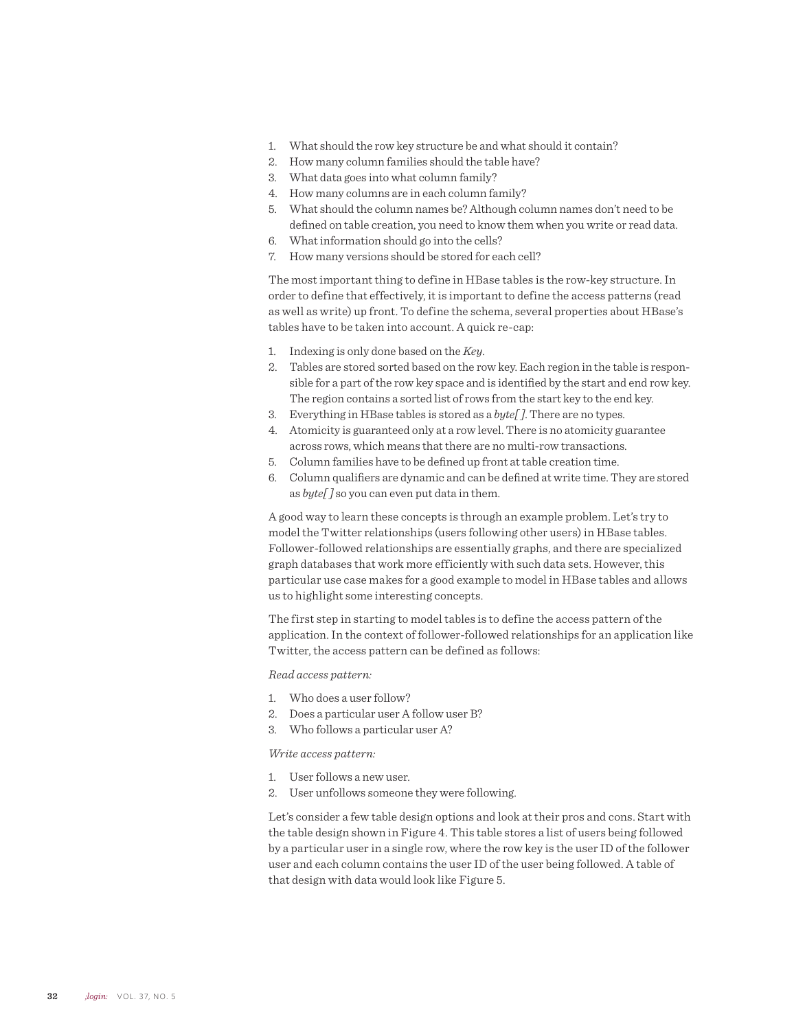1. What should the row key structure be and what should it contain?
2. How many column families should the table have?
3. What data goes into what column family?
4. How many columns are in each column family?
5. What should the column names be? Although column names don't need to be defined on table creation, you need to know them when you write or read data.
6. What information should go into the cells?
7. How many versions should be stored for each cell?

The most important thing to define in HBase tables is the row-key structure. In order to define that effectively, it is important to define the access patterns (read as well as write) up front. To define the schema, several properties about HBase's tables have to be taken into account. A quick re-cap:

1. Indexing is only done based on the *Key*.
2. Tables are stored sorted based on the row key. Each region in the table is responsible for a part of the row key space and is identified by the start and end row key. The region contains a sorted list of rows from the start key to the end key.
3. Everything in HBase tables is stored as a *byte[ ]*. There are no types.
4. Atomicity is guaranteed only at a row level. There is no atomicity guarantee across rows, which means that there are no multi-row transactions.
5. Column families have to be defined up front at table creation time.
6. Column qualifiers are dynamic and can be defined at write time. They are stored as *byte[ ]* so you can even put data in them.

A good way to learn these concepts is through an example problem. Let's try to model the Twitter relationships (users following other users) in HBase tables. Follower-followed relationships are essentially graphs, and there are specialized graph databases that work more efficiently with such data sets. However, this particular use case makes for a good example to model in HBase tables and allows us to highlight some interesting concepts.

The first step in starting to model tables is to define the access pattern of the application. In the context of follower-followed relationships for an application like Twitter, the access pattern can be defined as follows:

*Read access pattern:*

1. Who does a user follow?
2. Does a particular user A follow user B?
3. Who follows a particular user A?

*Write access pattern:*

1. User follows a new user.
2. User unfollows someone they were following.

Let's consider a few table design options and look at their pros and cons. Start with the table design shown in Figure 4. This table stores a list of users being followed by a particular user in a single row, where the row key is the user ID of the follower user and each column contains the user ID of the user being followed. A table of that design with data would look like Figure 5.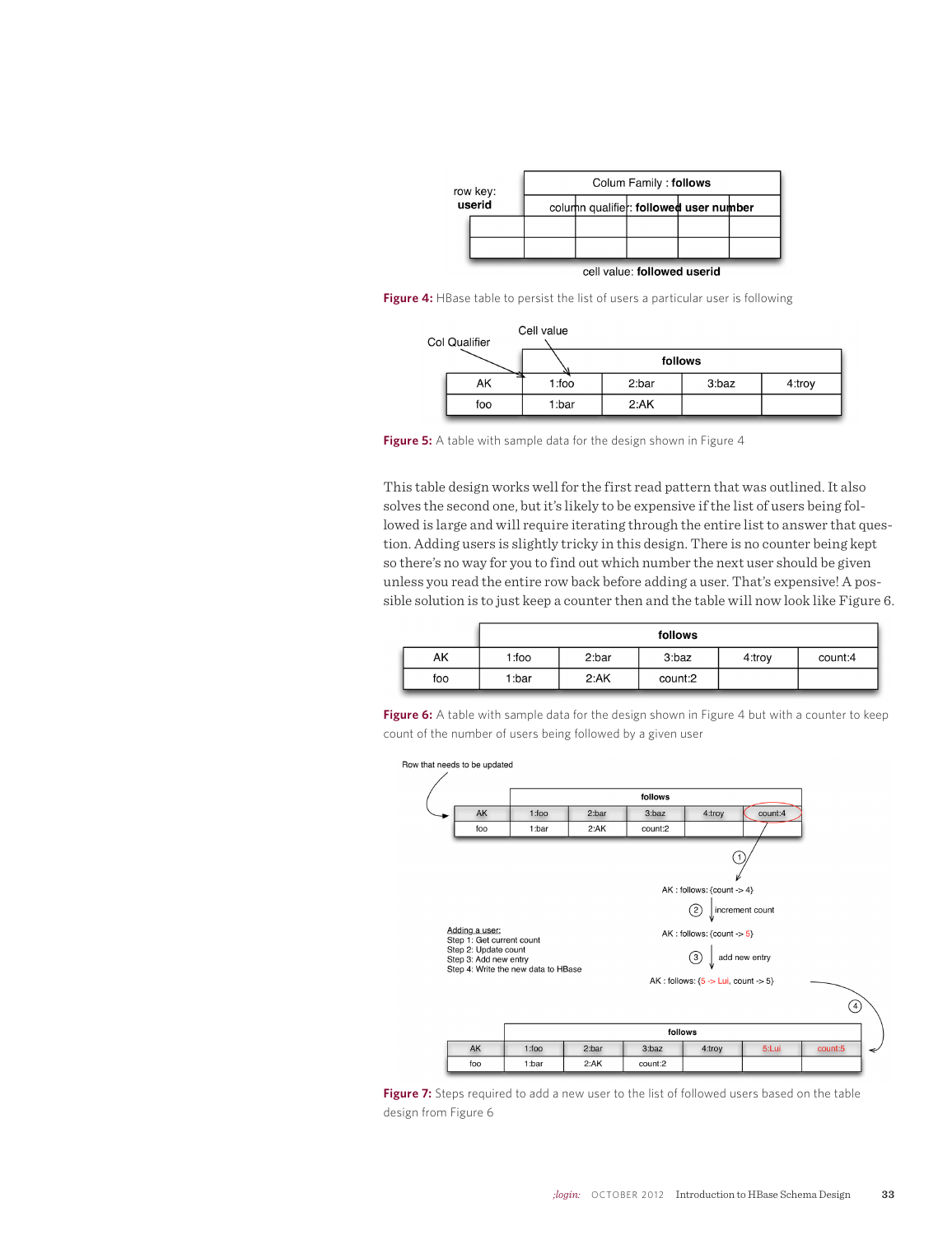Figure 4: HBase table to persist the list of users a particular user is following

Figure 5: A table with sample data for the design shown in Figure 4

This table design works well for the first read pattern that was outlined. It also solves the second one, but it's likely to be expensive if the list of users being followed is large and will require iterating through the entire list to answer that question. Adding users is slightly tricky in this design. There is no counter being kept so there's no way for you to find out which number the next user should be given unless you read the entire row back before adding a user. That's expensive! A possible solution is to just keep a counter then and the table will now look like Figure 6.

| | follows | | | | |
|---|---|---|---|---|---|
| AK | 1:foo | 2:bar | 3:baz | 4:troy | count:4 |
| foo | 1:bar | 2:AK | count:2 | | |

Figure 6: A table with sample data for the design shown in Figure 4 but with a counter to keep count of the number of users being followed by a given user

Figure 7: Steps required to add a new user to the list of followed users based on the table design from Figure 6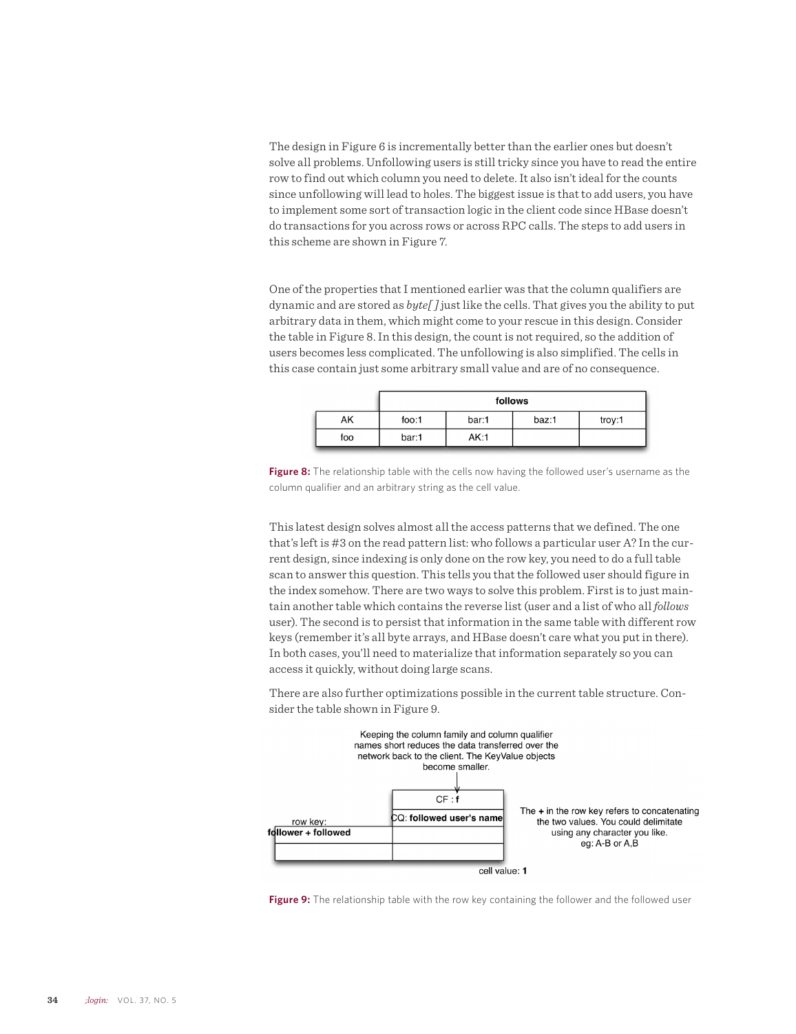The design in Figure 6 is incrementally better than the earlier ones but doesn't solve all problems. Unfollowing users is still tricky since you have to read the entire row to find out which column you need to delete. It also isn't ideal for the counts since unfollowing will lead to holes. The biggest issue is that to add users, you have to implement some sort of transaction logic in the client code since HBase doesn't do transactions for you across rows or across RPC calls. The steps to add users in this scheme are shown in Figure 7.

One of the properties that I mentioned earlier was that the column qualifiers are dynamic and are stored as *byte[ ]* just like the cells. That gives you the ability to put arbitrary data in them, which might come to your rescue in this design. Consider the table in Figure 8. In this design, the count is not required, so the addition of users becomes less complicated. The unfollowing is also simplified. The cells in this case contain just some arbitrary small value and are of no consequence.

| | follows | | | |
|---|---|---|---|---|
| AK | foo:1 | bar:1 | baz:1 | troy:1 |
| foo | bar:1 | AK:1 | | |

**Figure 8:** The relationship table with the cells now having the followed user's username as the column qualifier and an arbitrary string as the cell value.

This latest design solves almost all the access patterns that we defined. The one that's left is #3 on the read pattern list: who follows a particular user A? In the current design, since indexing is only done on the row key, you need to do a full table scan to answer this question. This tells you that the followed user should figure in the index somehow. There are two ways to solve this problem. First is to just maintain another table which contains the reverse list (user and a list of who all *follows* user). The second is to persist that information in the same table with different row keys (remember it's all byte arrays, and HBase doesn't care what you put in there). In both cases, you'll need to materialize that information separately so you can access it quickly, without doing large scans.

There are also further optimizations possible in the current table structure. Consider the table shown in Figure 9.

Keeping the column family and column qualifier names short reduces the data transferred over the network back to the client. The KeyValue objects become smaller.

| row key: **follower + followed** | CF : **f** |
|---|---|
| | CQ: **followed user's name** |
| | |
| | |

cell value: **1**

The **+** in the row key refers to concatenating the two values. You could delimitate using any character you like. eg: A-B or A,B

**Figure 9:** The relationship table with the row key containing the follower and the followed user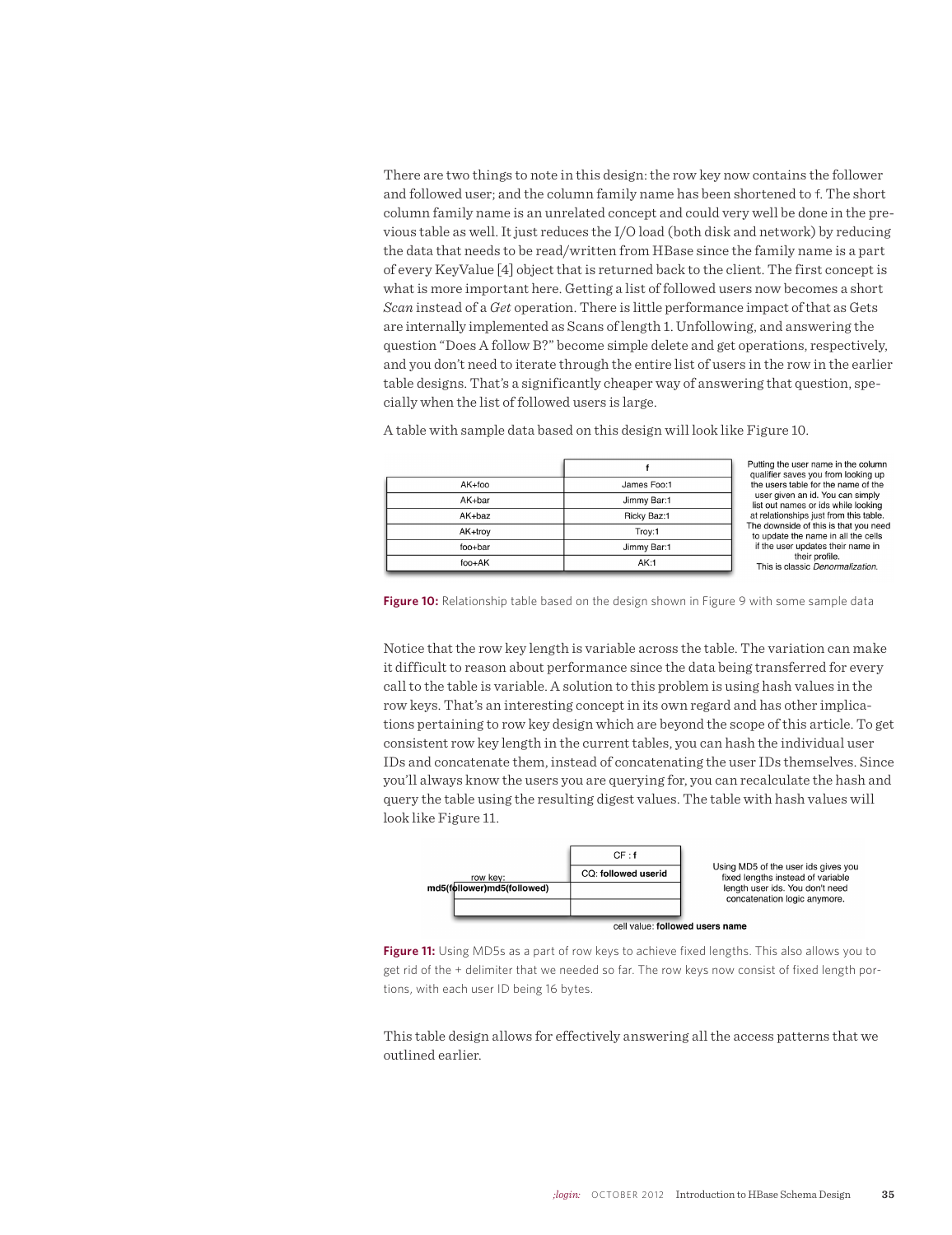There are two things to note in this design: the row key now contains the follower and followed user; and the column family name has been shortened to f. The short column family name is an unrelated concept and could very well be done in the previous table as well. It just reduces the I/O load (both disk and network) by reducing the data that needs to be read/written from HBase since the family name is a part of every KeyValue [4] object that is returned back to the client. The first concept is what is more important here. Getting a list of followed users now becomes a short *Scan* instead of a *Get* operation. There is little performance impact of that as Gets are internally implemented as Scans of length 1. Unfollowing, and answering the question "Does A follow B?" become simple delete and get operations, respectively, and you don't need to iterate through the entire list of users in the row in the earlier table designs. That's a significantly cheaper way of answering that question, specially when the list of followed users is large.

A table with sample data based on this design will look like Figure 10.

| | f |
|---|---|
| AK+foo | James Foo:1 |
| AK+bar | Jimmy Bar:1 |
| AK+baz | Ricky Baz:1 |
| AK+troy | Troy:1 |
| foo+bar | Jimmy Bar:1 |
| foo+AK | AK:1 |

Putting the user name in the column qualifier saves you from looking up the users table for the name of the user given an id. You can simply list out names or ids while looking at relationships just from this table. The downside of this is that you need to update the name in all the cells if the user updates their name in their profile. This is classic *Denormalization*.

**Figure 10:** Relationship table based on the design shown in Figure 9 with some sample data

Notice that the row key length is variable across the table. The variation can make it difficult to reason about performance since the data being transferred for every call to the table is variable. A solution to this problem is using hash values in the row keys. That's an interesting concept in its own regard and has other implications pertaining to row key design which are beyond the scope of this article. To get consistent row key length in the current tables, you can hash the individual user IDs and concatenate them, instead of concatenating the user IDs themselves. Since you'll always know the users you are querying for, you can recalculate the hash and query the table using the resulting digest values. The table with hash values will look like Figure 11.

| row key: **md5(follower)md5(followed)** | CF : **f** |
|---|---|
| | CQ: **followed userid** |
| | |
| | |

cell value: **followed users name**

Using MD5 of the user ids gives you fixed lengths instead of variable length user ids. You don't need concatenation logic anymore.

**Figure 11:** Using MD5s as a part of row keys to achieve fixed lengths. This also allows you to get rid of the + delimiter that we needed so far. The row keys now consist of fixed length portions, with each user ID being 16 bytes.

This table design allows for effectively answering all the access patterns that we outlined earlier.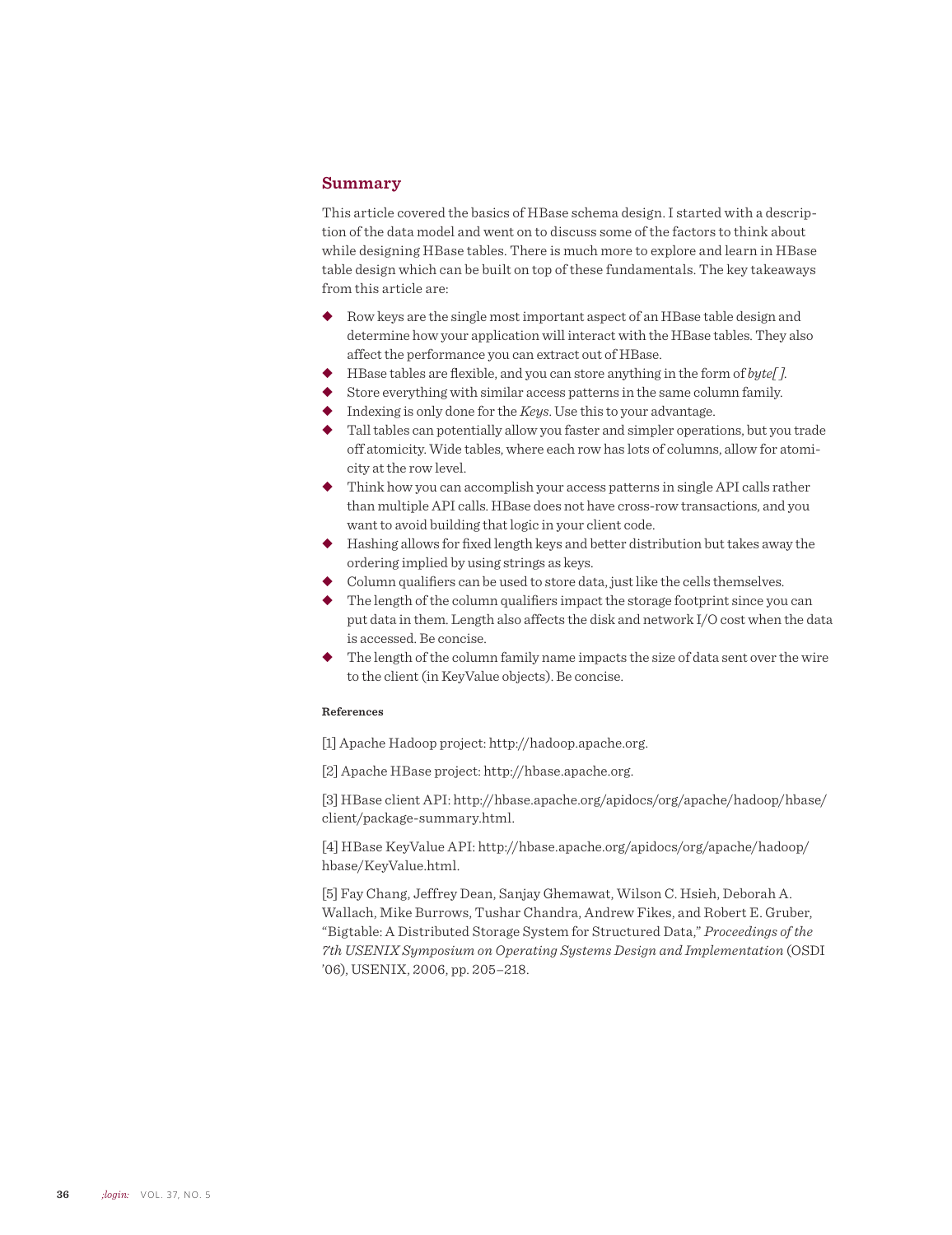## Summary

This article covered the basics of HBase schema design. I started with a description of the data model and went on to discuss some of the factors to think about while designing HBase tables. There is much more to explore and learn in HBase table design which can be built on top of these fundamentals. The key takeaways from this article are:

- Row keys are the single most important aspect of an HBase table design and determine how your application will interact with the HBase tables. They also affect the performance you can extract out of HBase.
- HBase tables are flexible, and you can store anything in the form of *byte[ ]*.
- Store everything with similar access patterns in the same column family.
- Indexing is only done for the *Keys*. Use this to your advantage.
- Tall tables can potentially allow you faster and simpler operations, but you trade off atomicity. Wide tables, where each row has lots of columns, allow for atomicity at the row level.
- Think how you can accomplish your access patterns in single API calls rather than multiple API calls. HBase does not have cross-row transactions, and you want to avoid building that logic in your client code.
- Hashing allows for fixed length keys and better distribution but takes away the ordering implied by using strings as keys.
- Column qualifiers can be used to store data, just like the cells themselves.
- The length of the column qualifiers impact the storage footprint since you can put data in them. Length also affects the disk and network I/O cost when the data is accessed. Be concise.
- The length of the column family name impacts the size of data sent over the wire to the client (in KeyValue objects). Be concise.

#### References

[1] Apache Hadoop project: http://hadoop.apache.org.

[2] Apache HBase project: http://hbase.apache.org.

[3] HBase client API: http://hbase.apache.org/apidocs/org/apache/hadoop/hbase/client/package-summary.html.

[4] HBase KeyValue API: http://hbase.apache.org/apidocs/org/apache/hadoop/hbase/KeyValue.html.

[5] Fay Chang, Jeffrey Dean, Sanjay Ghemawat, Wilson C. Hsieh, Deborah A. Wallach, Mike Burrows, Tushar Chandra, Andrew Fikes, and Robert E. Gruber, "Bigtable: A Distributed Storage System for Structured Data," *Proceedings of the 7th USENIX Symposium on Operating Systems Design and Implementation* (OSDI '06), USENIX, 2006, pp. 205–218.